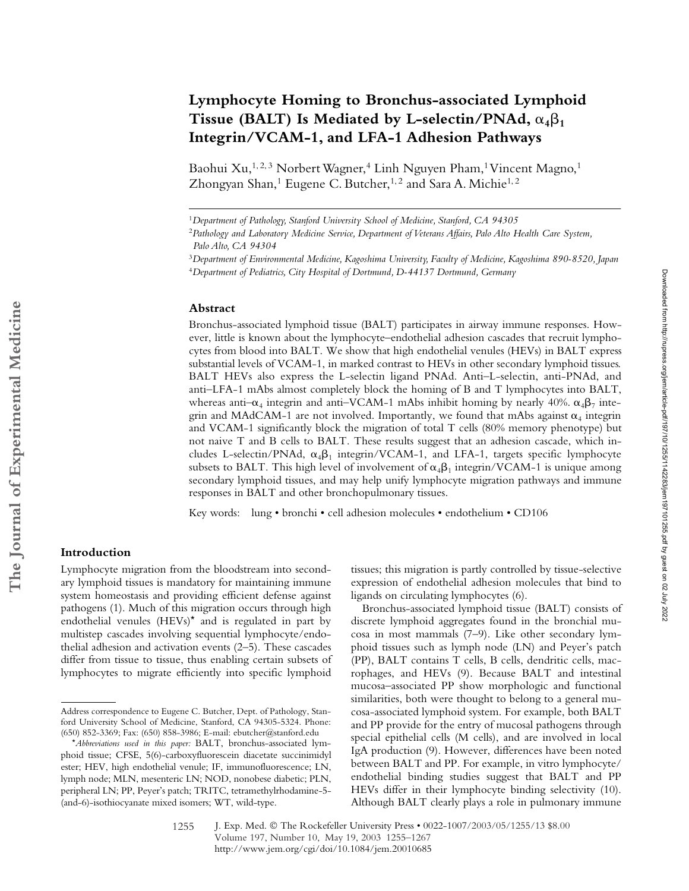# Lymphocyte Homing to Bronchus-associated Lymphoid Tissue (BALT) Is Mediated by L-selectin/PNAd, $\alpha_4\beta_1$ Integrin/VCAM-1, and LFA-1 Adhesion Pathways

Baohui Xu,[1,2,3] Norbert Wagner,[4] Linh Nguyen Pham,[1] Vincent Magno,[1] Zhongyan Shan,[1] Eugene C. Butcher,[1,2] and Sara A. Michie[1,2]

[1]*Department of Pathology, Stanford University School of Medicine, Stanford, CA 94305*

[2]*Pathology and Laboratory Medicine Service, Department of Veterans Affairs, Palo Alto Health Care System, Palo Alto, CA 94304*

[3]*Department of Environmental Medicine, Kagoshima University, Faculty of Medicine, Kagoshima 890-8520, Japan*

[4]*Department of Pediatrics, City Hospital of Dortmund, D-44137 Dortmund, Germany*

## Abstract

Bronchus-associated lymphoid tissue (BALT) participates in airway immune responses. However, little is known about the lymphocyte–endothelial adhesion cascades that recruit lymphocytes from blood into BALT. We show that high endothelial venules (HEVs) in BALT express substantial levels of VCAM-1, in marked contrast to HEVs in other secondary lymphoid tissues. BALT HEVs also express the L-selectin ligand PNAd. Anti–L-selectin, anti-PNAd, and anti–LFA-1 mAbs almost completely block the homing of B and T lymphocytes into BALT, whereas anti–$\alpha_4$ integrin and anti–VCAM-1 mAbs inhibit homing by nearly 40%. $\alpha_4\beta_7$ integrin and MAdCAM-1 are not involved. Importantly, we found that mAbs against $\alpha_4$ integrin and VCAM-1 significantly block the migration of total T cells (80% memory phenotype) but not naive T and B cells to BALT. These results suggest that an adhesion cascade, which includes L-selectin/PNAd, $\alpha_4\beta_1$ integrin/VCAM-1, and LFA-1, targets specific lymphocyte subsets to BALT. This high level of involvement of $\alpha_4\beta_1$ integrin/VCAM-1 is unique among secondary lymphoid tissues, and may help unify lymphocyte migration pathways and immune responses in BALT and other bronchopulmonary tissues.

Key words: lung • bronchi • cell adhesion molecules • endothelium • CD106

## Introduction

Lymphocyte migration from the bloodstream into secondary lymphoid tissues is mandatory for maintaining immune system homeostasis and providing efficient defense against pathogens (1). Much of this migration occurs through high endothelial venules (HEVs)* and is regulated in part by multistep cascades involving sequential lymphocyte/endothelial adhesion and activation events (2–5). These cascades differ from tissue to tissue, thus enabling certain subsets of lymphocytes to migrate efficiently into specific lymphoid tissues; this migration is partly controlled by tissue-selective expression of endothelial adhesion molecules that bind to ligands on circulating lymphocytes (6).

Bronchus-associated lymphoid tissue (BALT) consists of discrete lymphoid aggregates found in the bronchial mucosa in most mammals (7–9). Like other secondary lymphoid tissues such as lymph node (LN) and Peyer's patch (PP), BALT contains T cells, B cells, dendritic cells, macrophages, and HEVs (9). Because BALT and intestinal mucosa–associated PP show morphologic and functional similarities, both were thought to belong to a general mucosa-associated lymphoid system. For example, both BALT and PP provide for the entry of mucosal pathogens through special epithelial cells (M cells), and are involved in local IgA production (9). However, differences have been noted between BALT and PP. For example, in vitro lymphocyte/endothelial binding studies suggest that BALT and PP HEVs differ in their lymphocyte binding selectivity (10). Although BALT clearly plays a role in pulmonary immune

---

Address correspondence to Eugene C. Butcher, Dept. of Pathology, Stanford University School of Medicine, Stanford, CA 94305-5324. Phone: (650) 852-3369; Fax: (650) 858-3986; E-mail: ebutcher@stanford.edu

**Abbreviations used in this paper:* BALT, bronchus-associated lymphoid tissue; CFSE, 5(6)-carboxyfluorescein diacetate succinimidyl ester; HEV, high endothelial venule; IF, immunofluorescence; LN, lymph node; MLN, mesenteric LN; NOD, nonobese diabetic; PLN, peripheral LN; PP, Peyer's patch; TRITC, tetramethylrhodamine-5-(and-6)-isothiocyanate mixed isomers; WT, wild-type.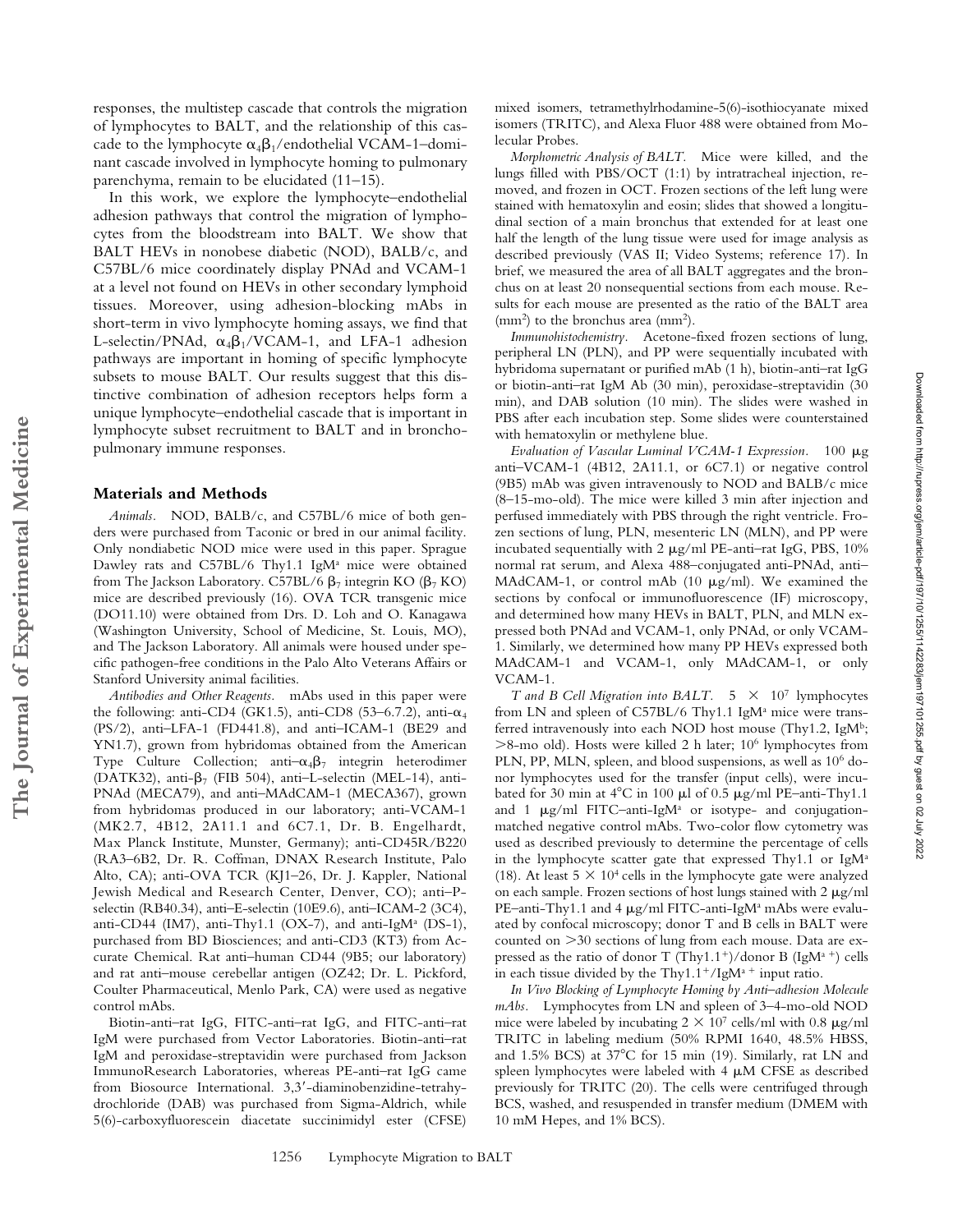responses, the multistep cascade that controls the migration of lymphocytes to BALT, and the relationship of this cascade to the lymphocyte $\alpha_4\beta_1$/endothelial VCAM-1–dominant cascade involved in lymphocyte homing to pulmonary parenchyma, remain to be elucidated (11–15).

In this work, we explore the lymphocyte–endothelial adhesion pathways that control the migration of lymphocytes from the bloodstream into BALT. We show that BALT HEVs in nonobese diabetic (NOD), BALB/c, and C57BL/6 mice coordinately display PNAd and VCAM-1 at a level not found on HEVs in other secondary lymphoid tissues. Moreover, using adhesion-blocking mAbs in short-term in vivo lymphocyte homing assays, we find that L-selectin/PNAd, $\alpha_4\beta_1$/VCAM-1, and LFA-1 adhesion pathways are important in homing of specific lymphocyte subsets to mouse BALT. Our results suggest that this distinctive combination of adhesion receptors helps form a unique lymphocyte–endothelial cascade that is important in lymphocyte subset recruitment to BALT and in bronchopulmonary immune responses.

## Materials and Methods

*Animals.* NOD, BALB/c, and C57BL/6 mice of both genders were purchased from Taconic or bred in our animal facility. Only nondiabetic NOD mice were used in this paper. Sprague Dawley rats and C57BL/6 Thy1.1 IgM$^a$ mice were obtained from The Jackson Laboratory. C57BL/6 $\beta_7$ integrin KO ($\beta_7$ KO) mice are described previously (16). OVA TCR transgenic mice (DO11.10) were obtained from Drs. D. Loh and O. Kanagawa (Washington University, School of Medicine, St. Louis, MO), and The Jackson Laboratory. All animals were housed under specific pathogen-free conditions in the Palo Alto Veterans Affairs or Stanford University animal facilities.

*Antibodies and Other Reagents.* mAbs used in this paper were the following: anti-CD4 (GK1.5), anti-CD8 (53–6.7.2), anti-$\alpha_4$ (PS/2), anti–LFA-1 (FD441.8), and anti–ICAM-1 (BE29 and YN1.7), grown from hybridomas obtained from the American Type Culture Collection; anti–$\alpha_4\beta_7$ integrin heterodimer (DATK32), anti-$\beta_7$ (FIB 504), anti–L-selectin (MEL-14), anti-PNAd (MECA79), and anti–MAdCAM-1 (MECA367), grown from hybridomas produced in our laboratory; anti-VCAM-1 (MK2.7, 4B12, 2A11.1 and 6C7.1, Dr. B. Engelhardt, Max Planck Institute, Munster, Germany); anti-CD45R/B220 (RA3–6B2, Dr. R. Coffman, DNAX Research Institute, Palo Alto, CA); anti-OVA TCR (KJ1–26, Dr. J. Kappler, National Jewish Medical and Research Center, Denver, CO); anti–P-selectin (RB40.34), anti–E-selectin (10E9.6), anti–ICAM-2 (3C4), anti-CD44 (IM7), anti-Thy1.1 (OX-7), and anti-IgM$^a$ (DS-1), purchased from BD Biosciences; and anti-CD3 (KT3) from Accurate Chemical. Rat anti–human CD44 (9B5; our laboratory) and rat anti–mouse cerebellar antigen (OZ42; Dr. L. Pickford, Coulter Pharmaceutical, Menlo Park, CA) were used as negative control mAbs.

Biotin-anti–rat IgG, FITC-anti–rat IgG, and FITC-anti–rat IgM were purchased from Vector Laboratories. Biotin-anti–rat IgM and peroxidase-streptavidin were purchased from Jackson ImmunoResearch Laboratories, whereas PE-anti–rat IgG came from Biosource International. 3,3′-diaminobenzidine-tetrahydrochloride (DAB) was purchased from Sigma-Aldrich, while 5(6)-carboxyfluorescein diacetate succinimidyl ester (CFSE) mixed isomers, tetramethylrhodamine-5(6)-isothiocyanate mixed isomers (TRITC), and Alexa Fluor 488 were obtained from Molecular Probes.

*Morphometric Analysis of BALT.* Mice were killed, and the lungs filled with PBS/OCT (1:1) by intratracheal injection, removed, and frozen in OCT. Frozen sections of the left lung were stained with hematoxylin and eosin; slides that showed a longitudinal section of a main bronchus that extended for at least one half the length of the lung tissue were used for image analysis as described previously (VAS II; Video Systems; reference 17). In brief, we measured the area of all BALT aggregates and the bronchus on at least 20 nonsequential sections from each mouse. Results for each mouse are presented as the ratio of the BALT area (mm$^2$) to the bronchus area (mm$^2$).

*Immunohistochemistry.* Acetone-fixed frozen sections of lung, peripheral LN (PLN), and PP were sequentially incubated with hybridoma supernatant or purified mAb (1 h), biotin-anti–rat IgG or biotin-anti–rat IgM Ab (30 min), peroxidase-streptavidin (30 min), and DAB solution (10 min). The slides were washed in PBS after each incubation step. Some slides were counterstained with hematoxylin or methylene blue.

*Evaluation of Vascular Luminal VCAM-1 Expression.* 100 μg anti–VCAM-1 (4B12, 2A11.1, or 6C7.1) or negative control (9B5) mAb was given intravenously to NOD and BALB/c mice (8–15-mo-old). The mice were killed 3 min after injection and perfused immediately with PBS through the right ventricle. Frozen sections of lung, PLN, mesenteric LN (MLN), and PP were incubated sequentially with 2 μg/ml PE-anti–rat IgG, PBS, 10% normal rat serum, and Alexa 488–conjugated anti-PNAd, anti–MAdCAM-1, or control mAb (10 μg/ml). We examined the sections by confocal or immunofluorescence (IF) microscopy, and determined how many HEVs in BALT, PLN, and MLN expressed both PNAd and VCAM-1, only PNAd, or only VCAM-1. Similarly, we determined how many PP HEVs expressed both MAdCAM-1 and VCAM-1, only MAdCAM-1, or only VCAM-1.

*T and B Cell Migration into BALT.* $5 \times 10^7$ lymphocytes from LN and spleen of C57BL/6 Thy1.1 IgM$^a$ mice were transferred intravenously into each NOD host mouse (Thy1.2, IgM$^b$; >8-mo old). Hosts were killed 2 h later; $10^6$ lymphocytes from PLN, PP, MLN, spleen, and blood suspensions, as well as $10^6$ donor lymphocytes used for the transfer (input cells), were incubated for 30 min at 4°C in 100 μl of 0.5 μg/ml PE-anti–Thy1.1 and 1 μg/ml FITC-anti-IgM$^a$ or isotype- and conjugation-matched negative control mAbs. Two-color flow cytometry was used as described previously to determine the percentage of cells in the lymphocyte scatter gate that expressed Thy1.1 or IgM$^a$ (18). At least $5 \times 10^4$ cells in the lymphocyte gate were analyzed on each sample. Frozen sections of host lungs stained with 2 μg/ml PE-anti-Thy1.1 and 4 μg/ml FITC-anti-IgM$^a$ mAbs were evaluated by confocal microscopy; donor T and B cells in BALT were counted on >30 sections of lung from each mouse. Data are expressed as the ratio of donor T (Thy1.1$^+$)/donor B (IgM$^{a+}$) cells in each tissue divided by the Thy1.1$^+$/IgM$^{a+}$ input ratio.

*In Vivo Blocking of Lymphocyte Homing by Anti–adhesion Molecule mAbs.* Lymphocytes from LN and spleen of 3–4-mo-old NOD mice were labeled by incubating $2 \times 10^7$ cells/ml with 0.8 μg/ml TRITC in labeling medium (50% RPMI 1640, 48.5% HBSS, and 1.5% BCS) at 37°C for 15 min (19). Similarly, rat LN and spleen lymphocytes were labeled with 4 μM CFSE as described previously for TRITC (20). The cells were centrifuged through BCS, washed, and resuspended in transfer medium (DMEM with 10 mM Hepes, and 1% BCS).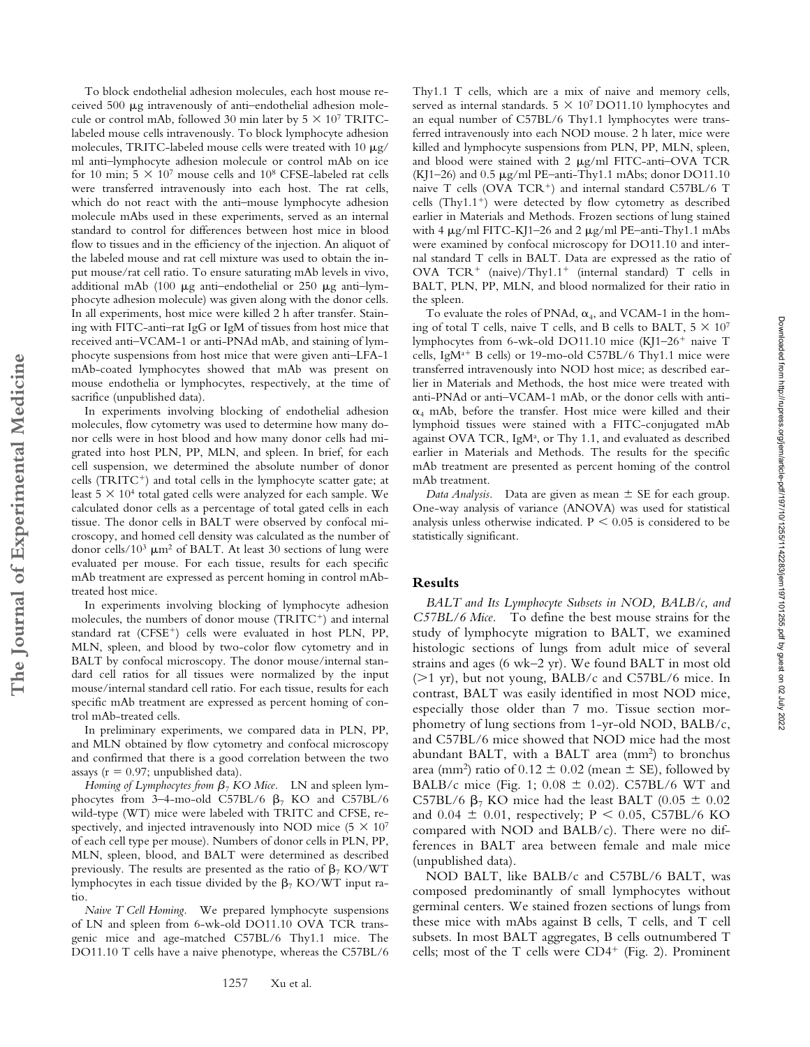To block endothelial adhesion molecules, each host mouse received 500 μg intravenously of anti–endothelial adhesion molecule or control mAb, followed 30 min later by $5 \times 10^7$ TRITC-labeled mouse cells intravenously. To block lymphocyte adhesion molecules, TRITC-labeled mouse cells were treated with 10 μg/ml anti–lymphocyte adhesion molecule or control mAb on ice for 10 min; $5 \times 10^7$ mouse cells and $10^8$ CFSE-labeled rat cells were transferred intravenously into each host. The rat cells, which do not react with the anti–mouse lymphocyte adhesion molecule mAbs used in these experiments, served as an internal standard to control for differences between host mice in blood flow to tissues and in the efficiency of the injection. An aliquot of the labeled mouse and rat cell mixture was used to obtain the input mouse/rat cell ratio. To ensure saturating mAb levels in vivo, additional mAb (100 μg anti–endothelial or 250 μg anti–lymphocyte adhesion molecule) was given along with the donor cells. In all experiments, host mice were killed 2 h after transfer. Staining with FITC–anti–rat IgG or IgM of tissues from host mice that received anti–VCAM-1 or anti-PNAd mAb, and staining of lymphocyte suspensions from host mice that were given anti–LFA-1 mAb-coated lymphocytes showed that mAb was present on mouse endothelia or lymphocytes, respectively, at the time of sacrifice (unpublished data).

In experiments involving blocking of endothelial adhesion molecules, flow cytometry was used to determine how many donor cells were in host blood and how many donor cells had migrated into host PLN, PP, MLN, and spleen. In brief, for each cell suspension, we determined the absolute number of donor cells (TRITC$^+$) and total cells in the lymphocyte scatter gate; at least $5 \times 10^4$ total gated cells were analyzed for each sample. We calculated donor cells as a percentage of total gated cells in each tissue. The donor cells in BALT were observed by confocal microscopy, and homed cell density was calculated as the number of donor cells/$10^3$ $\mu m^2$ of BALT. At least 30 sections of lung were evaluated per mouse. For each tissue, results for each specific mAb treatment are expressed as percent homing in control mAb-treated host mice.

In experiments involving blocking of lymphocyte adhesion molecules, the numbers of donor mouse (TRITC$^+$) and internal standard rat (CFSE$^+$) cells were evaluated in host PLN, PP, MLN, spleen, and blood by two-color flow cytometry and in BALT by confocal microscopy. The donor mouse/internal standard cell ratios for all tissues were normalized by the input mouse/internal standard cell ratio. For each tissue, results for each specific mAb treatment are expressed as percent homing of control mAb-treated cells.

In preliminary experiments, we compared data in PLN, PP, and MLN obtained by flow cytometry and confocal microscopy and confirmed that there is a good correlation between the two assays ($r = 0.97$; unpublished data).

*Homing of Lymphocytes from $\beta_7$ KO Mice.* LN and spleen lymphocytes from 3–4-mo-old C57BL/6 $\beta_7$ KO and C57BL/6 wild-type (WT) mice were labeled with TRITC and CFSE, respectively, and injected intravenously into NOD mice ($5 \times 10^7$ of each cell type per mouse). Numbers of donor cells in PLN, PP, MLN, spleen, blood, and BALT were determined as described previously. The results are presented as the ratio of $\beta_7$ KO/WT lymphocytes in each tissue divided by the $\beta_7$ KO/WT input ratio.

*Naive T Cell Homing.* We prepared lymphocyte suspensions of LN and spleen from 6-wk-old DO11.10 OVA TCR transgenic mice and age-matched C57BL/6 Thy1.1 mice. The DO11.10 T cells have a naive phenotype, whereas the C57BL/6 Thy1.1 T cells, which are a mix of naive and memory cells, served as internal standards. $5 \times 10^7$ DO11.10 lymphocytes and an equal number of C57BL/6 Thy1.1 lymphocytes were transferred intravenously into each NOD mouse. 2 h later, mice were killed and lymphocyte suspensions from PLN, PP, MLN, spleen, and blood were stained with 2 μg/ml FITC–anti–OVA TCR (KJ1–26) and 0.5 μg/ml PE–anti-Thy1.1 mAbs; donor DO11.10 naive T cells (OVA TCR$^+$) and internal standard C57BL/6 T cells (Thy1.1$^+$) were detected by flow cytometry as described earlier in Materials and Methods. Frozen sections of lung stained with 4 μg/ml FITC-KJ1–26 and 2 μg/ml PE–anti-Thy1.1 mAbs were examined by confocal microscopy for DO11.10 and internal standard T cells in BALT. Data are expressed as the ratio of OVA TCR$^+$ (naive)/Thy1.1$^+$ (internal standard) T cells in BALT, PLN, PP, MLN, and blood normalized for their ratio in the spleen.

To evaluate the roles of PNAd, $\alpha_4$, and VCAM-1 in the homing of total T cells, naive T cells, and B cells to BALT, $5 \times 10^7$ lymphocytes from 6-wk-old DO11.10 mice (KJ1–26$^+$ naive T cells, IgM$^{a+}$ B cells) or 19-mo-old C57BL/6 Thy1.1 mice were transferred intravenously into NOD host mice; as described earlier in Materials and Methods, the host mice were treated with anti-PNAd or anti–VCAM-1 mAb, or the donor cells with anti-$\alpha_4$ mAb, before the transfer. Host mice were killed and their lymphoid tissues were stained with a FITC-conjugated mAb against OVA TCR, IgM$^a$, or Thy 1.1, and evaluated as described earlier in Materials and Methods. The results for the specific mAb treatment are presented as percent homing of the control mAb treatment.

*Data Analysis.* Data are given as mean ± SE for each group. One-way analysis of variance (ANOVA) was used for statistical analysis unless otherwise indicated. $P < 0.05$ is considered to be statistically significant.

## Results

*BALT and Its Lymphocyte Subsets in NOD, BALB/c, and C57BL/6 Mice.* To define the best mouse strains for the study of lymphocyte migration to BALT, we examined histologic sections of lungs from adult mice of several strains and ages (6 wk–2 yr). We found BALT in most old (>1 yr), but not young, BALB/c and C57BL/6 mice. In contrast, BALT was easily identified in most NOD mice, especially those older than 7 mo. Tissue section morphometry of lung sections from 1-yr-old NOD, BALB/c, and C57BL/6 mice showed that NOD mice had the most abundant BALT, with a BALT area ($mm^2$) to bronchus area ($mm^2$) ratio of $0.12 \pm 0.02$ (mean ± SE), followed by BALB/c mice (Fig. 1; $0.08 \pm 0.02$). C57BL/6 WT and C57BL/6 $\beta_7$ KO mice had the least BALT ($0.05 \pm 0.02$ and $0.04 \pm 0.01$, respectively; $P < 0.05$, C57BL/6 KO compared with NOD and BALB/c). There were no differences in BALT area between female and male mice (unpublished data).

NOD BALT, like BALB/c and C57BL/6 BALT, was composed predominantly of small lymphocytes without germinal centers. We stained frozen sections of lungs from these mice with mAbs against B cells, T cells, and T cell subsets. In most BALT aggregates, B cells outnumbered T cells; most of the T cells were CD4$^+$ (Fig. 2). Prominent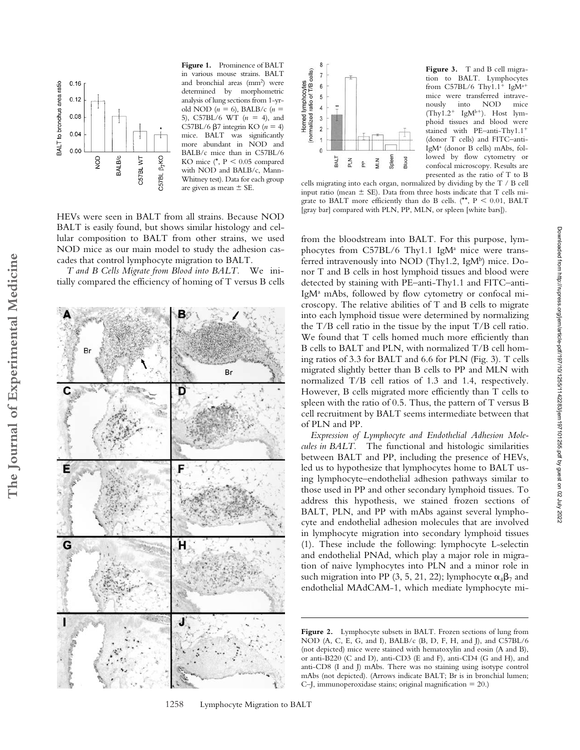Figure 1. Prominence of BALT in various mouse strains. BALT and bronchial areas ($mm^2$) were determined by morphometric analysis of lung sections from 1-yr-old NOD ($n = 6$), BALB/c ($n = 5$), C57BL/6 WT ($n = 4$), and C57BL/6 β7 integrin KO ($n = 4$) mice. BALT was significantly more abundant in NOD and BALB/c mice than in C57BL/6 KO mice (*, $P < 0.05$ compared with NOD and BALB/c, Mann-Whitney test). Data for each group are given as mean ± SE.

Figure 3. T and B cell migration to BALT. Lymphocytes from C57BL/6 Thy1.1[+] IgM[a+] mice were transferred intravenously into NOD mice (Thy1.2[+] IgM[b+]). Host lymphoid tissues and blood were stained with PE–anti-Thy1.1[+] (donor T cells) and FITC–anti-IgM[a] (donor B cells) mAbs, followed by flow cytometry or confocal microscopy. Results are presented as the ratio of T to B cells migrating into each organ, normalized by dividing by the T / B cell input ratio (mean ± SE). Data from three hosts indicate that T cells migrate to BALT more efficiently than do B cells. (**, $P < 0.01$, BALT [gray bar] compared with PLN, PP, MLN, or spleen [white bars]).

HEVs were seen in BALT from all strains. Because NOD BALT is easily found, but shows similar histology and cellular composition to BALT from other strains, we used NOD mice as our main model to study the adhesion cascades that control lymphocyte migration to BALT.

*T and B Cells Migrate from Blood into BALT.* We initially compared the efficiency of homing of T versus B cells from the bloodstream into BALT. For this purpose, lymphocytes from C57BL/6 Thy1.1 IgM[a] mice were transferred intravenously into NOD (Thy1.2, IgM[b]) mice. Donor T and B cells in host lymphoid tissues and blood were detected by staining with PE–anti-Thy1.1 and FITC–anti-IgM[a] mAbs, followed by flow cytometry or confocal microscopy. The relative abilities of T and B cells to migrate into each lymphoid tissue were determined by normalizing the T/B cell ratio in the tissue by the input T/B cell ratio. We found that T cells homed much more efficiently than B cells to BALT and PLN, with normalized T/B cell homing ratios of 3.3 for BALT and 6.6 for PLN (Fig. 3). T cells migrated slightly better than B cells to PP and MLN with normalized T/B cell ratios of 1.3 and 1.4, respectively. However, B cells migrated more efficiently than T cells to spleen with the ratio of 0.5. Thus, the pattern of T versus B cell recruitment by BALT seems intermediate between that of PLN and PP.

*Expression of Lymphocyte and Endothelial Adhesion Molecules in BALT.* The functional and histologic similarities between BALT and PP, including the presence of HEVs, led us to hypothesize that lymphocytes home to BALT using lymphocyte–endothelial adhesion pathways similar to those used in PP and other secondary lymphoid tissues. To address this hypothesis, we stained frozen sections of BALT, PLN, and PP with mAbs against several lymphocyte and endothelial adhesion molecules that are involved in lymphocyte migration into secondary lymphoid tissues (1). These include the following: lymphocyte L-selectin and endothelial PNAd, which play a major role in migration of naive lymphocytes into PLN and a minor role in such migration into PP (3, 5, 21, 22); lymphocyte $\alpha_4\beta_7$ and endothelial MAdCAM-1, which mediate lymphocyte mi-

Figure 2. Lymphocyte subsets in BALT. Frozen sections of lung from NOD (A, C, E, G, and I), BALB/c (B, D, F, H, and J), and C57BL/6 (not depicted) mice were stained with hematoxylin and eosin (A and B), or anti-B220 (C and D), anti-CD3 (E and F), anti-CD4 (G and H), and anti-CD8 (I and J) mAbs. There was no staining using isotype control mAbs (not depicted). (Arrows indicate BALT; Br is in bronchial lumen; C–J, immunoperoxidase stains; original magnification = 20.)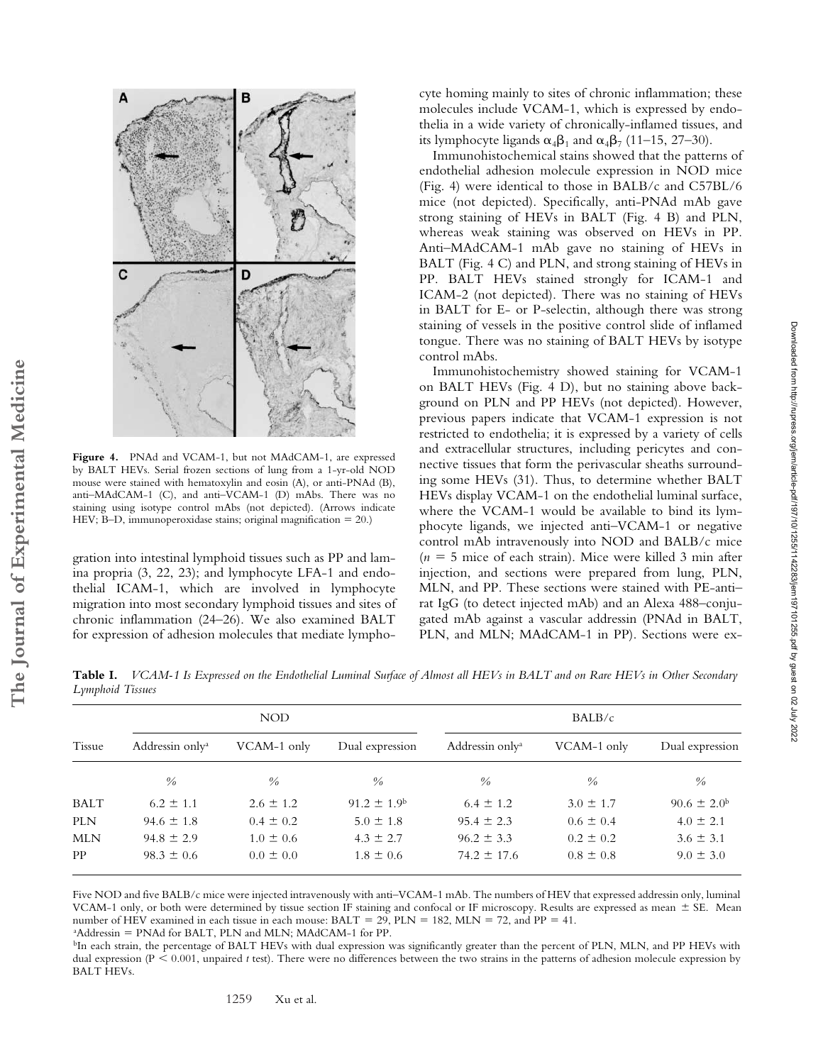**Figure 4.** PNAd and VCAM-1, but not MAdCAM-1, are expressed by BALT HEVs. Serial frozen sections of lung from a 1-yr-old NOD mouse were stained with hematoxylin and eosin (A), or anti-PNAd (B), anti–MAdCAM-1 (C), and anti–VCAM-1 (D) mAbs. There was no staining using isotype control mAbs (not depicted). (Arrows indicate HEV; B–D, immunoperoxidase stains; original magnification = 20.)

gration into intestinal lymphoid tissues such as PP and lamina propria (3, 22, 23); and lymphocyte LFA-1 and endothelial ICAM-1, which are involved in lymphocyte migration into most secondary lymphoid tissues and sites of chronic inflammation (24–26). We also examined BALT for expression of adhesion molecules that mediate lymphocyte homing mainly to sites of chronic inflammation; these molecules include VCAM-1, which is expressed by endothelia in a wide variety of chronically-inflamed tissues, and its lymphocyte ligands $\alpha_4\beta_1$ and $\alpha_4\beta_7$ (11–15, 27–30).

Immunohistochemical stains showed that the patterns of endothelial adhesion molecule expression in NOD mice (Fig. 4) were identical to those in BALB/c and C57BL/6 mice (not depicted). Specifically, anti-PNAd mAb gave strong staining of HEVs in BALT (Fig. 4 B) and PLN, whereas weak staining was observed on HEVs in PP. Anti–MAdCAM-1 mAb gave no staining of HEVs in BALT (Fig. 4 C) and PLN, and strong staining of HEVs in PP. BALT HEVs stained strongly for ICAM-1 and ICAM-2 (not depicted). There was no staining of HEVs in BALT for E- or P-selectin, although there was strong staining of vessels in the positive control slide of inflamed tongue. There was no staining of BALT HEVs by isotype control mAbs.

Immunohistochemistry showed staining for VCAM-1 on BALT HEVs (Fig. 4 D), but no staining above background on PLN and PP HEVs (not depicted). However, previous papers indicate that VCAM-1 expression is not restricted to endothelia; it is expressed by a variety of cells and extracellular structures, including pericytes and connective tissues that form the perivascular sheaths surrounding some HEVs (31). Thus, to determine whether BALT HEVs display VCAM-1 on the endothelial luminal surface, where the VCAM-1 would be available to bind its lymphocyte ligands, we injected anti–VCAM-1 or negative control mAb intravenously into NOD and BALB/c mice ($n = 5$ mice of each strain). Mice were killed 3 min after injection, and sections were prepared from lung, PLN, MLN, and PP. These sections were stained with PE-anti–rat IgG (to detect injected mAb) and an Alexa 488–conjugated mAb against a vascular addressin (PNAd in BALT, PLN, and MLN; MAdCAM-1 in PP). Sections were ex-

**Table I.** *VCAM-1 Is Expressed on the Endothelial Luminal Surface of Almost all HEVs in BALT and on Rare HEVs in Other Secondary Lymphoid Tissues*

| Tissue | NOD | | | BALB/c | | |
|---|---|---|---|---|---|---|
| | Addressin only[a] | VCAM-1 only | Dual expression | Addressin only[a] | VCAM-1 only | Dual expression |
| | % | % | % | % | % | % |
| BALT | 6.2 ± 1.1 | 2.6 ± 1.2 | 91.2 ± 1.9[b] | 6.4 ± 1.2 | 3.0 ± 1.7 | 90.6 ± 2.0[b] |
| PLN | 94.6 ± 1.8 | 0.4 ± 0.2 | 5.0 ± 1.8 | 95.4 ± 2.3 | 0.6 ± 0.4 | 4.0 ± 2.1 |
| MLN | 94.8 ± 2.9 | 1.0 ± 0.6 | 4.3 ± 2.7 | 96.2 ± 3.3 | 0.2 ± 0.2 | 3.6 ± 3.1 |
| PP | 98.3 ± 0.6 | 0.0 ± 0.0 | 1.8 ± 0.6 | 74.2 ± 17.6 | 0.8 ± 0.8 | 9.0 ± 3.0 |

Five NOD and five BALB/c mice were injected intravenously with anti–VCAM-1 mAb. The numbers of HEV that expressed addressin only, luminal VCAM-1 only, or both were determined by tissue section IF staining and confocal or IF microscopy. Results are expressed as mean ± SE. Mean number of HEV examined in each tissue in each mouse: BALT = 29, PLN = 182, MLN = 72, and PP = 41.

[a]Addressin = PNAd for BALT, PLN and MLN; MAdCAM-1 for PP.

[b]In each strain, the percentage of BALT HEVs with dual expression was significantly greater than the percent of PLN, MLN, and PP HEVs with dual expression ($P < 0.001$, unpaired *t* test). There were no differences between the two strains in the patterns of adhesion molecule expression by BALT HEVs.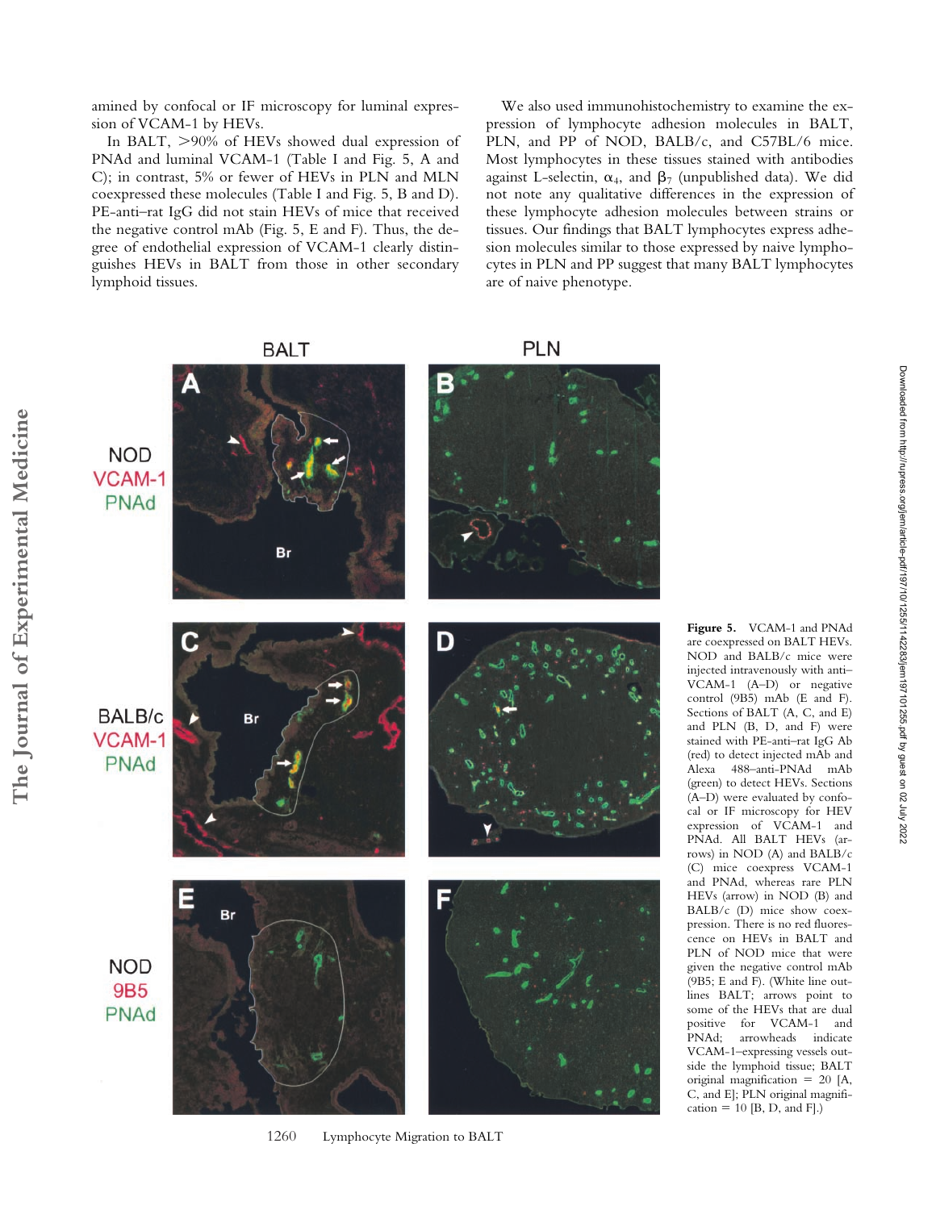amined by confocal or IF microscopy for luminal expression of VCAM-1 by HEVs.

In BALT, >90% of HEVs showed dual expression of PNAd and luminal VCAM-1 (Table I and Fig. 5, A and C); in contrast, 5% or fewer of HEVs in PLN and MLN coexpressed these molecules (Table I and Fig. 5, B and D). PE-anti–rat IgG did not stain HEVs of mice that received the negative control mAb (Fig. 5, E and F). Thus, the degree of endothelial expression of VCAM-1 clearly distinguishes HEVs in BALT from those in other secondary lymphoid tissues.

We also used immunohistochemistry to examine the expression of lymphocyte adhesion molecules in BALT, PLN, and PP of NOD, BALB/c, and C57BL/6 mice. Most lymphocytes in these tissues stained with antibodies against L-selectin, $\alpha_4$, and $\beta_7$ (unpublished data). We did not note any qualitative differences in the expression of these lymphocyte adhesion molecules between strains or tissues. Our findings that BALT lymphocytes express adhesion molecules similar to those expressed by naive lymphocytes in PLN and PP suggest that many BALT lymphocytes are of naive phenotype.

**Figure 5.** VCAM-1 and PNAd are coexpressed on BALT HEVs. NOD and BALB/c mice were injected intravenously with anti–VCAM-1 (A–D) or negative control (9B5) mAb (E and F). Sections of BALT (A, C, and E) and PLN (B, D, and F) were stained with PE-anti–rat IgG Ab (red) to detect injected mAb and Alexa 488–anti-PNAd mAb (green) to detect HEVs. Sections (A–D) were evaluated by confocal or IF microscopy for HEV expression of VCAM-1 and PNAd. All BALT HEVs (arrows) in NOD (A) and BALB/c (C) mice coexpress VCAM-1 and PNAd, whereas rare PLN HEVs (arrow) in NOD (B) and BALB/c (D) mice show coexpression. There is no red fluorescence on HEVs in BALT and PLN of NOD mice that were given the negative control mAb (9B5; E and F). (White line outlines BALT; arrows point to some of the HEVs that are dual positive for VCAM-1 and PNAd; arrowheads indicate VCAM-1–expressing vessels outside the lymphoid tissue; BALT original magnification = 20 [A, C, and E]; PLN original magnification = 10 [B, D, and F].)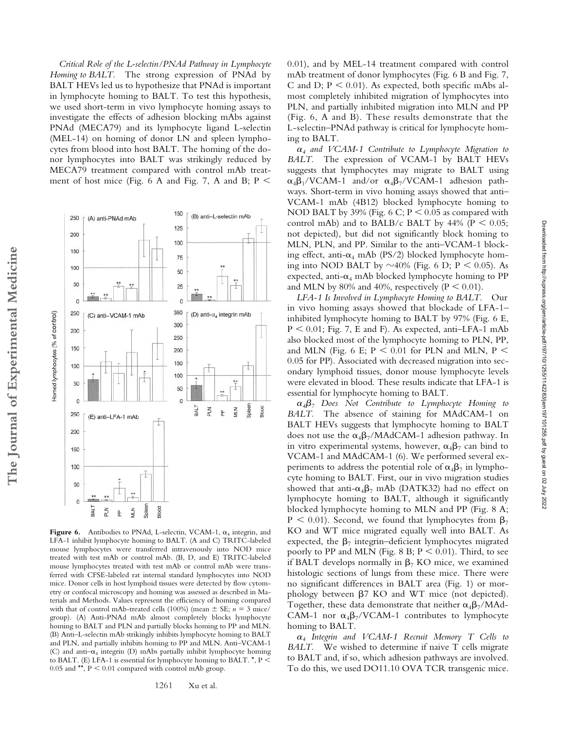*Critical Role of the L-selectin/PNAd Pathway in Lymphocyte Homing to BALT.* The strong expression of PNAd by BALT HEVs led us to hypothesize that PNAd is important in lymphocyte homing to BALT. To test this hypothesis, we used short-term in vivo lymphocyte homing assays to investigate the effects of adhesion blocking mAbs against PNAd (MECA79) and its lymphocyte ligand L-selectin (MEL-14) on homing of donor LN and spleen lymphocytes from blood into host BALT. The homing of the donor lymphocytes into BALT was strikingly reduced by MECA79 treatment compared with control mAb treatment of host mice (Fig. 6 A and Fig. 7, A and B; $P < 0.01$), and by MEL-14 treatment compared with control mAb treatment of donor lymphocytes (Fig. 6 B and Fig. 7, C and D; $P < 0.01$). As expected, both specific mAbs almost completely inhibited migration of lymphocytes into PLN, and partially inhibited migration into MLN and PP (Fig. 6, A and B). These results demonstrate that the L-selectin–PNAd pathway is critical for lymphocyte homing to BALT.

**Figure 6.** Antibodies to PNAd, L-selectin, VCAM-1, $\alpha_4$ integrin, and LFA-1 inhibit lymphocyte homing to BALT. (A and C) TRITC-labeled mouse lymphocytes were transferred intravenously into NOD mice treated with test mAb or control mAb. (B, D, and E) TRITC-labeled mouse lymphocytes treated with test mAb or control mAb were transferred with CFSE-labeled rat internal standard lymphocytes into NOD mice. Donor cells in host lymphoid tissues were detected by flow cytometry or confocal microscopy and homing was assessed as described in Materials and Methods. Values represent the efficiency of homing compared with that of control mAb-treated cells (100%) (mean ± SE; $n = 3$ mice/group). (A) Anti-PNAd mAb almost completely blocks lymphocyte homing to BALT and PLN and partially blocks homing to PP and MLN. (B) Anti–L-selectin mAb strikingly inhibits lymphocyte homing to BALT and PLN, and partially inhibits homing to PP and MLN. Anti–VCAM-1 (C) and anti–$\alpha_4$ integrin (D) mAbs partially inhibit lymphocyte homing to BALT. (E) LFA-1 is essential for lymphocyte homing to BALT. *, $P < 0.05$ and **, $P < 0.01$ compared with control mAb group.

*$\alpha_4$ and VCAM-1 Contribute to Lymphocyte Migration to BALT.* The expression of VCAM-1 by BALT HEVs suggests that lymphocytes may migrate to BALT using $\alpha_4\beta_1$/VCAM-1 and/or $\alpha_4\beta_7$/VCAM-1 adhesion pathways. Short-term in vivo homing assays showed that anti–VCAM-1 mAb (4B12) blocked lymphocyte homing to NOD BALT by 39% (Fig. 6 C; $P < 0.05$ as compared with control mAb) and to BALB/c BALT by 44% ($P < 0.05$; not depicted), but did not significantly block homing to MLN, PLN, and PP. Similar to the anti–VCAM-1 blocking effect, anti-$\alpha_4$ mAb (PS/2) blocked lymphocyte homing into NOD BALT by ~40% (Fig. 6 D; $P < 0.05$). As expected, anti-$\alpha_4$ mAb blocked lymphocyte homing to PP and MLN by 80% and 40%, respectively ($P < 0.01$).

*LFA-1 Is Involved in Lymphocyte Homing to BALT.* Our in vivo homing assays showed that blockade of LFA-1–inhibited lymphocyte homing to BALT by 97% (Fig. 6 E, $P < 0.01$; Fig. 7, E and F). As expected, anti–LFA-1 mAb also blocked most of the lymphocyte homing to PLN, PP, and MLN (Fig. 6 E; $P < 0.01$ for PLN and MLN, $P < 0.05$ for PP). Associated with decreased migration into secondary lymphoid tissues, donor mouse lymphocyte levels were elevated in blood. These results indicate that LFA-1 is essential for lymphocyte homing to BALT.

*$\alpha_4\beta_7$ Does Not Contribute to Lymphocyte Homing to BALT.* The absence of staining for MAdCAM-1 on BALT HEVs suggests that lymphocyte homing to BALT does not use the $\alpha_4\beta_7$/MAdCAM-1 adhesion pathway. In in vitro experimental systems, however, $\alpha_4\beta_7$ can bind to VCAM-1 and MAdCAM-1 (6). We performed several experiments to address the potential role of $\alpha_4\beta_7$ in lymphocyte homing to BALT. First, our in vivo migration studies showed that anti-$\alpha_4\beta_7$ mAb (DATK32) had no effect on lymphocyte homing to BALT, although it significantly blocked lymphocyte homing to MLN and PP (Fig. 8 A; $P < 0.01$). Second, we found that lymphocytes from $\beta_7$ KO and WT mice migrated equally well into BALT. As expected, the $\beta_7$ integrin–deficient lymphocytes migrated poorly to PP and MLN (Fig. 8 B; $P < 0.01$). Third, to see if BALT develops normally in $\beta_7$ KO mice, we examined histologic sections of lungs from these mice. There were no significant differences in BALT area (Fig. 1) or morphology between β7 KO and WT mice (not depicted). Together, these data demonstrate that neither $\alpha_4\beta_7$/MAdCAM-1 nor $\alpha_4\beta_7$/VCAM-1 contributes to lymphocyte homing to BALT.

*$\alpha_4$ Integrin and VCAM-1 Recruit Memory T Cells to BALT.* We wished to determine if naive T cells migrate to BALT and, if so, which adhesion pathways are involved. To do this, we used DO11.10 OVA TCR transgenic mice.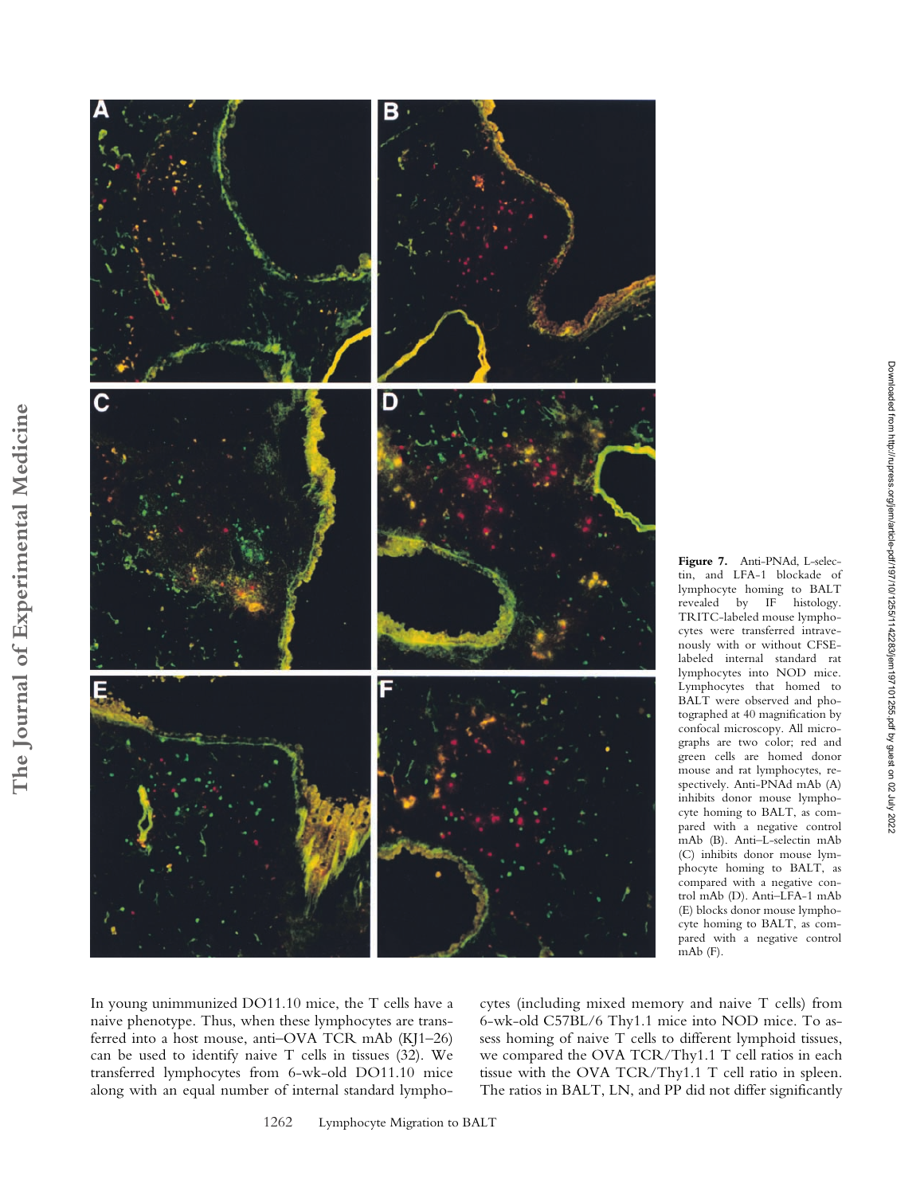**Figure 7.** Anti-PNAd, L-selectin, and LFA-1 blockade of lymphocyte homing to BALT revealed by IF histology. TRITC-labeled mouse lymphocytes were transferred intravenously with or without CFSE-labeled internal standard rat lymphocytes into NOD mice. Lymphocytes that homed to BALT were observed and photographed at 40 magnification by confocal microscopy. All micrographs are two color; red and green cells are homed donor mouse and rat lymphocytes, respectively. Anti-PNAd mAb (A) inhibits donor mouse lymphocyte homing to BALT, as compared with a negative control mAb (B). Anti–L-selectin mAb (C) inhibits donor mouse lymphocyte homing to BALT, as compared with a negative control mAb (D). Anti–LFA-1 mAb (E) blocks donor mouse lymphocyte homing to BALT, as compared with a negative control mAb (F).

In young unimmunized DO11.10 mice, the T cells have a naive phenotype. Thus, when these lymphocytes are transferred into a host mouse, anti–OVA TCR mAb (KJ1–26) can be used to identify naive T cells in tissues (32). We transferred lymphocytes from 6-wk-old DO11.10 mice along with an equal number of internal standard lymphocytes (including mixed memory and naive T cells) from 6-wk-old C57BL/6 Thy1.1 mice into NOD mice. To assess homing of naive T cells to different lymphoid tissues, we compared the OVA TCR/Thy1.1 T cell ratios in each tissue with the OVA TCR/Thy1.1 T cell ratio in spleen. The ratios in BALT, LN, and PP did not differ significantly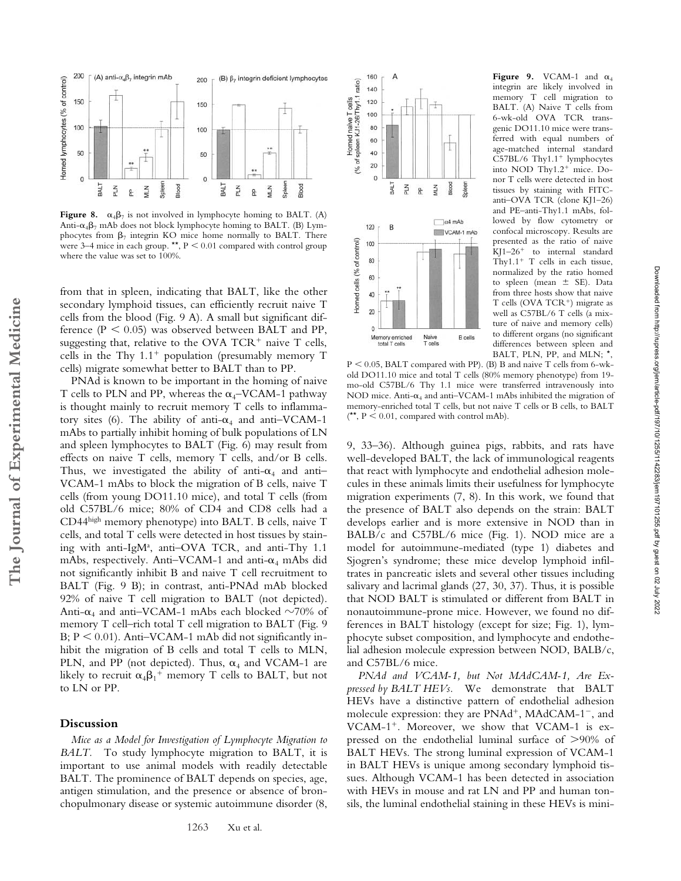**Figure 8.** $\alpha_4\beta_7$ is not involved in lymphocyte homing to BALT. (A) Anti-$\alpha_4\beta_7$ mAb does not block lymphocyte homing to BALT. (B) Lymphocytes from $\beta_7$ integrin KO mice home normally to BALT. There were 3–4 mice in each group. **, $P < 0.01$ compared with control group where the value was set to 100%.

from that in spleen, indicating that BALT, like the other secondary lymphoid tissues, can efficiently recruit naive T cells from the blood (Fig. 9 A). A small but significant difference ($P < 0.05$) was observed between BALT and PP, suggesting that, relative to the OVA TCR$^+$ naive T cells, cells in the Thy 1.1$^+$ population (presumably memory T cells) migrate somewhat better to BALT than to PP.

PNAd is known to be important in the homing of naive T cells to PLN and PP, whereas the $\alpha_4$–VCAM-1 pathway is thought mainly to recruit memory T cells to inflammatory sites (6). The ability of anti-$\alpha_4$ and anti–VCAM-1 mAbs to partially inhibit homing of bulk populations of LN and spleen lymphocytes to BALT (Fig. 6) may result from effects on naive T cells, memory T cells, and/or B cells. Thus, we investigated the ability of anti-$\alpha_4$ and anti–VCAM-1 mAbs to block the migration of B cells, naive T cells (from young DO11.10 mice), and total T cells (from old C57BL/6 mice; 80% of CD4 and CD8 cells had a CD44$^{high}$ memory phenotype) into BALT. B cells, naive T cells, and total T cells were detected in host tissues by staining with anti-IgM$^a$, anti–OVA TCR, and anti–Thy 1.1 mAbs, respectively. Anti–VCAM-1 and anti-$\alpha_4$ mAbs did not significantly inhibit B and naive T cell recruitment to BALT (Fig. 9 B); in contrast, anti-PNAd mAb blocked 92% of naive T cell migration to BALT (not depicted). Anti-$\alpha_4$ and anti–VCAM-1 mAbs each blocked ~70% of memory T cell–rich total T cell migration to BALT (Fig. 9 B; $P < 0.01$). Anti–VCAM-1 mAb did not significantly inhibit the migration of B cells and total T cells to MLN, PLN, and PP (not depicted). Thus, $\alpha_4$ and VCAM-1 are likely to recruit $\alpha_4\beta_1^+$ memory T cells to BALT, but not to LN or PP.

**Figure 9.** VCAM-1 and $\alpha_4$ integrin are likely involved in memory T cell migration to BALT. (A) Naive T cells from 6-wk-old OVA TCR transgenic DO11.10 mice were transferred with equal numbers of age-matched internal standard C57BL/6 Thy1.1$^+$ lymphocytes into NOD Thy1.2$^+$ mice. Donor T cells were detected in host tissues by staining with FITC-anti–OVA TCR (clone KJ1–26) and PE–anti-Thy1.1 mAbs, followed by flow cytometry or confocal microscopy. Results are presented as the ratio of naive KJ1–26$^+$ to internal standard Thy1.1$^+$ T cells in each tissue, normalized by the ratio homed to spleen (mean ± SE). Data from three hosts show that naive T cells (OVA TCR$^+$) migrate as well as C57BL/6 T cells (a mixture of naive and memory cells) to different organs (no significant differences between spleen and BALT, PLN, PP, and MLN; *, $P < 0.05$, BALT compared with PP). (B) B and naive T cells from 6-wk-old DO11.10 mice and total T cells (80% memory phenotype) from 19-mo-old C57BL/6 Thy 1.1 mice were transferred intravenously into NOD mice. Anti-$\alpha_4$ and anti–VCAM-1 mAbs inhibited the migration of memory-enriched total T cells, but not naive T cells or B cells, to BALT (**, $P < 0.01$, compared with control mAb).

## Discussion

*Mice as a Model for Investigation of Lymphocyte Migration to BALT.* To study lymphocyte migration to BALT, it is important to use animal models with readily detectable BALT. The prominence of BALT depends on species, age, antigen stimulation, and the presence or absence of bronchopulmonary disease or systemic autoimmune disorder (8, 9, 33–36). Although guinea pigs, rabbits, and rats have well-developed BALT, the lack of immunological reagents that react with lymphocyte and endothelial adhesion molecules in these animals limits their usefulness for lymphocyte migration experiments (7, 8). In this work, we found that the presence of BALT also depends on the strain: BALT develops earlier and is more extensive in NOD than in BALB/c and C57BL/6 mice (Fig. 1). NOD mice are a model for autoimmune-mediated (type 1) diabetes and Sjogren's syndrome; these mice develop lymphoid infiltrates in pancreatic islets and several other tissues including salivary and lacrimal glands (27, 30, 37). Thus, it is possible that NOD BALT is stimulated or different from BALT in nonautoimmune-prone mice. However, we found no differences in BALT histology (except for size; Fig. 1), lymphocyte subset composition, and lymphocyte and endothelial adhesion molecule expression between NOD, BALB/c, and C57BL/6 mice.

*PNAd and VCAM-1, but Not MAdCAM-1, Are Expressed by BALT HEVs.* We demonstrate that BALT HEVs have a distinctive pattern of endothelial adhesion molecule expression: they are PNAd$^+$, MAdCAM-1$^-$, and VCAM-1$^+$. Moreover, we show that VCAM-1 is expressed on the endothelial luminal surface of >90% of BALT HEVs. The strong luminal expression of VCAM-1 in BALT HEVs is unique among secondary lymphoid tissues. Although VCAM-1 has been detected in association with HEVs in mouse and rat LN and PP and human tonsils, the luminal endothelial staining in these HEVs is mini-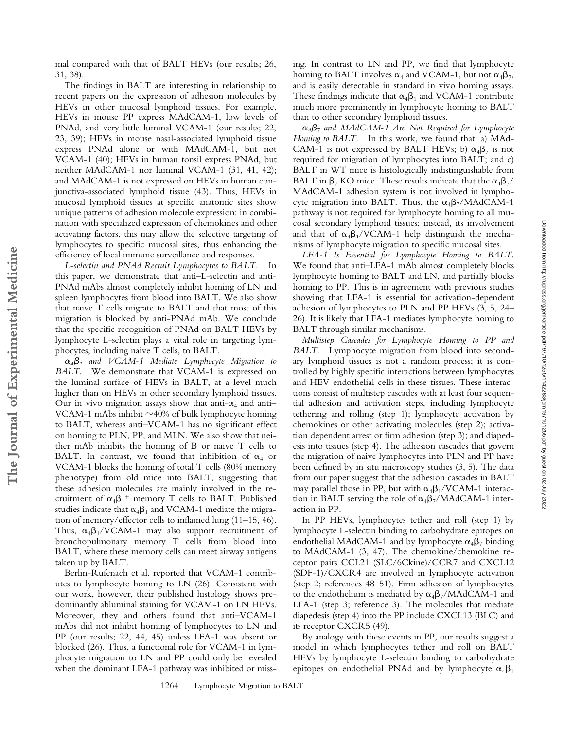mal compared with that of BALT HEVs (our results; 26, 31, 38).

The findings in BALT are interesting in relationship to recent papers on the expression of adhesion molecules by HEVs in other mucosal lymphoid tissues. For example, HEVs in mouse PP express MAdCAM-1, low levels of PNAd, and very little luminal VCAM-1 (our results; 22, 23, 39); HEVs in mouse nasal-associated lymphoid tissue express PNAd alone or with MAdCAM-1, but not VCAM-1 (40); HEVs in human tonsil express PNAd, but neither MAdCAM-1 nor luminal VCAM-1 (31, 41, 42); and MAdCAM-1 is not expressed on HEVs in human conjunctiva-associated lymphoid tissue (43). Thus, HEVs in mucosal lymphoid tissues at specific anatomic sites show unique patterns of adhesion molecule expression: in combination with specialized expression of chemokines and other activating factors, this may allow the selective targeting of lymphocytes to specific mucosal sites, thus enhancing the efficiency of local immune surveillance and responses.

*L-selectin and PNAd Recruit Lymphocytes to BALT.* In this paper, we demonstrate that anti–L-selectin and anti-PNAd mAbs almost completely inhibit homing of LN and spleen lymphocytes from blood into BALT. We also show that naive T cells migrate to BALT and that most of this migration is blocked by anti-PNAd mAb. We conclude that the specific recognition of PNAd on BALT HEVs by lymphocyte L-selectin plays a vital role in targeting lymphocytes, including naive T cells, to BALT.

*$\alpha_4\beta_1$ and VCAM-1 Mediate Lymphocyte Migration to BALT.* We demonstrate that VCAM-1 is expressed on the luminal surface of HEVs in BALT, at a level much higher than on HEVs in other secondary lymphoid tissues. Our in vivo migration assays show that anti-$\alpha_4$ and anti–VCAM-1 mAbs inhibit ~40% of bulk lymphocyte homing to BALT, whereas anti–VCAM-1 has no significant effect on homing to PLN, PP, and MLN. We also show that neither mAb inhibits the homing of B or naive T cells to BALT. In contrast, we found that inhibition of $\alpha_4$ or VCAM-1 blocks the homing of total T cells (80% memory phenotype) from old mice into BALT, suggesting that these adhesion molecules are mainly involved in the recruitment of $\alpha_4\beta_1^+$ memory T cells to BALT. Published studies indicate that $\alpha_4\beta_1$ and VCAM-1 mediate the migration of memory/effector cells to inflamed lung (11–15, 46). Thus, $\alpha_4\beta_1$/VCAM-1 may also support recruitment of bronchopulmonary memory T cells from blood into BALT, where these memory cells can meet airway antigens taken up by BALT.

Berlin-Rufenach et al. reported that VCAM-1 contributes to lymphocyte homing to LN (26). Consistent with our work, however, their published histology shows predominantly abluminal staining for VCAM-1 on LN HEVs. Moreover, they and others found that anti–VCAM-1 mAbs did not inhibit homing of lymphocytes to LN and PP (our results; 22, 44, 45) unless LFA-1 was absent or blocked (26). Thus, a functional role for VCAM-1 in lymphocyte migration to LN and PP could only be revealed when the dominant LFA-1 pathway was inhibited or missing. In contrast to LN and PP, we find that lymphocyte homing to BALT involves $\alpha_4$ and VCAM-1, but not $\alpha_4\beta_7$, and is easily detectable in standard in vivo homing assays. These findings indicate that $\alpha_4\beta_1$ and VCAM-1 contribute much more prominently in lymphocyte homing to BALT than to other secondary lymphoid tissues.

*$\alpha_4\beta_7$ and MAdCAM-1 Are Not Required for Lymphocyte Homing to BALT.* In this work, we found that: a) MAdCAM-1 is not expressed by BALT HEVs; b) $\alpha_4\beta_7$ is not required for migration of lymphocytes into BALT; and c) BALT in WT mice is histologically indistinguishable from BALT in $\beta_7$ KO mice. These results indicate that the $\alpha_4\beta_7$/MAdCAM-1 adhesion system is not involved in lymphocyte migration into BALT. Thus, the $\alpha_4\beta_7$/MAdCAM-1 pathway is not required for lymphocyte homing to all mucosal secondary lymphoid tissues; instead, its involvement and that of $\alpha_4\beta_1$/VCAM-1 help distinguish the mechanisms of lymphocyte migration to specific mucosal sites.

*LFA-1 Is Essential for Lymphocyte Homing to BALT.* We found that anti–LFA-1 mAb almost completely blocks lymphocyte homing to BALT and LN, and partially blocks homing to PP. This is in agreement with previous studies showing that LFA-1 is essential for activation-dependent adhesion of lymphocytes to PLN and PP HEVs (3, 5, 24–26). It is likely that LFA-1 mediates lymphocyte homing to BALT through similar mechanisms.

*Multistep Cascades for Lymphocyte Homing to PP and BALT.* Lymphocyte migration from blood into secondary lymphoid tissues is not a random process; it is controlled by highly specific interactions between lymphocytes and HEV endothelial cells in these tissues. These interactions consist of multistep cascades with at least four sequential adhesion and activation steps, including lymphocyte tethering and rolling (step 1); lymphocyte activation by chemokines or other activating molecules (step 2); activation dependent arrest or firm adhesion (step 3); and diapedesis into tissues (step 4). The adhesion cascades that govern the migration of naive lymphocytes into PLN and PP have been defined by in situ microscopy studies (3, 5). The data from our paper suggest that the adhesion cascades in BALT may parallel those in PP, but with $\alpha_4\beta_1$/VCAM-1 interaction in BALT serving the role of $\alpha_4\beta_7$/MAdCAM-1 interaction in PP.

In PP HEVs, lymphocytes tether and roll (step 1) by lymphocyte L-selectin binding to carbohydrate epitopes on endothelial MAdCAM-1 and by lymphocyte $\alpha_4\beta_7$ binding to MAdCAM-1 (3, 47). The chemokine/chemokine receptor pairs CCL21 (SLC/6Ckine)/CCR7 and CXCL12 (SDF-1)/CXCR4 are involved in lymphocyte activation (step 2; references 48–51). Firm adhesion of lymphocytes to the endothelium is mediated by $\alpha_4\beta_7$/MAdCAM-1 and LFA-1 (step 3; reference 3). The molecules that mediate diapedesis (step 4) into the PP include CXCL13 (BLC) and its receptor CXCR5 (49).

By analogy with these events in PP, our results suggest a model in which lymphocytes tether and roll on BALT HEVs by lymphocyte L-selectin binding to carbohydrate epitopes on endothelial PNAd and by lymphocyte $\alpha_4\beta_1$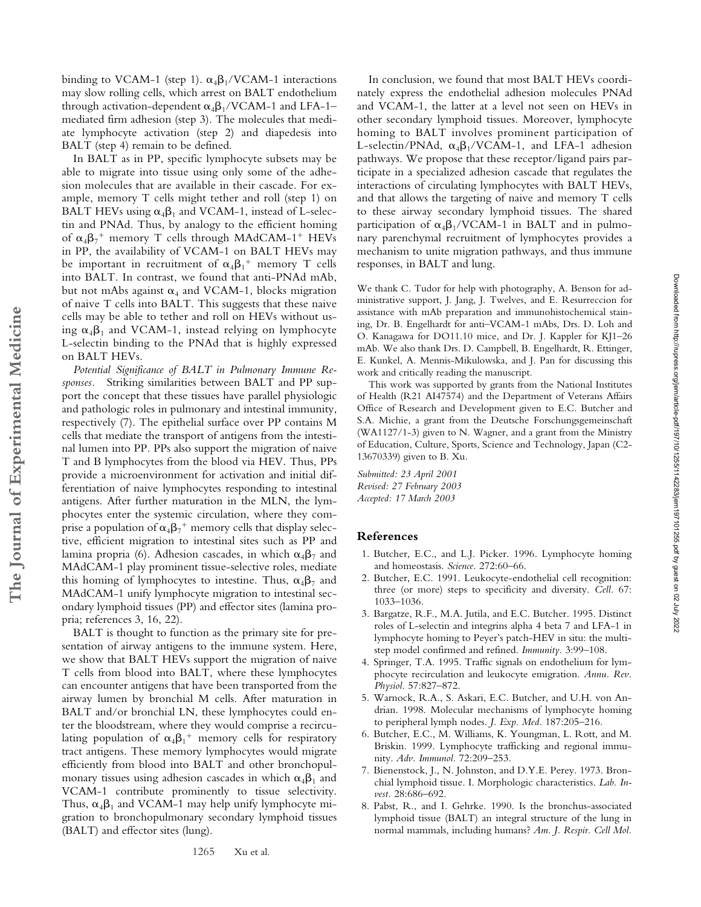binding to VCAM-1 (step 1). $\alpha_4\beta_1$/VCAM-1 interactions may slow rolling cells, which arrest on BALT endothelium through activation-dependent $\alpha_4\beta_1$/VCAM-1 and LFA-1–mediated firm adhesion (step 3). The molecules that mediate lymphocyte activation (step 2) and diapedesis into BALT (step 4) remain to be defined.

In BALT as in PP, specific lymphocyte subsets may be able to migrate into tissue using only some of the adhesion molecules that are available in their cascade. For example, memory T cells might tether and roll (step 1) on BALT HEVs using $\alpha_4\beta_1$ and VCAM-1, instead of L-selectin and PNAd. Thus, by analogy to the efficient homing of $\alpha_4\beta_7^+$ memory T cells through MAdCAM-$1^+$ HEVs in PP, the availability of VCAM-1 on BALT HEVs may be important in recruitment of $\alpha_4\beta_1^+$ memory T cells into BALT. In contrast, we found that anti-PNAd mAb, but not mAbs against $\alpha_4$ and VCAM-1, blocks migration of naive T cells into BALT. This suggests that these naive cells may be able to tether and roll on HEVs without using $\alpha_4\beta_1$ and VCAM-1, instead relying on lymphocyte L-selectin binding to the PNAd that is highly expressed on BALT HEVs.

*Potential Significance of BALT in Pulmonary Immune Responses.* Striking similarities between BALT and PP support the concept that these tissues have parallel physiologic and pathologic roles in pulmonary and intestinal immunity, respectively (7). The epithelial surface over PP contains M cells that mediate the transport of antigens from the intestinal lumen into PP. PPs also support the migration of naive T and B lymphocytes from the blood via HEV. Thus, PPs provide a microenvironment for activation and initial differentiation of naive lymphocytes responding to intestinal antigens. After further maturation in the MLN, the lymphocytes enter the systemic circulation, where they comprise a population of $\alpha_4\beta_7^+$ memory cells that display selective, efficient migration to intestinal sites such as PP and lamina propria (6). Adhesion cascades, in which $\alpha_4\beta_7$ and MAdCAM-1 play prominent tissue-selective roles, mediate this homing of lymphocytes to intestine. Thus, $\alpha_4\beta_7$ and MAdCAM-1 unify lymphocyte migration to intestinal secondary lymphoid tissues (PP) and effector sites (lamina propria; references 3, 16, 22).

BALT is thought to function as the primary site for presentation of airway antigens to the immune system. Here, we show that BALT HEVs support the migration of naive T cells from blood into BALT, where these lymphocytes can encounter antigens that have been transported from the airway lumen by bronchial M cells. After maturation in BALT and/or bronchial LN, these lymphocytes could enter the bloodstream, where they would comprise a recirculating population of $\alpha_4\beta_1^+$ memory cells for respiratory tract antigens. These memory lymphocytes would migrate efficiently from blood into BALT and other bronchopulmonary tissues using adhesion cascades in which $\alpha_4\beta_1$ and VCAM-1 contribute prominently to tissue selectivity. Thus, $\alpha_4\beta_1$ and VCAM-1 may help unify lymphocyte migration to bronchopulmonary secondary lymphoid tissues (BALT) and effector sites (lung).

In conclusion, we found that most BALT HEVs coordinately express the endothelial adhesion molecules PNAd and VCAM-1, the latter at a level not seen on HEVs in other secondary lymphoid tissues. Moreover, lymphocyte homing to BALT involves prominent participation of L-selectin/PNAd, $\alpha_4\beta_1$/VCAM-1, and LFA-1 adhesion pathways. We propose that these receptor/ligand pairs participate in a specialized adhesion cascade that regulates the interactions of circulating lymphocytes with BALT HEVs, and that allows the targeting of naive and memory T cells to these airway secondary lymphoid tissues. The shared participation of $\alpha_4\beta_1$/VCAM-1 in BALT and in pulmonary parenchymal recruitment of lymphocytes provides a mechanism to unite migration pathways, and thus immune responses, in BALT and lung.

We thank C. Tudor for help with photography, A. Benson for administrative support, J. Jang, J. Twelves, and E. Resurreccion for assistance with mAb preparation and immunohistochemical staining, Dr. B. Engelhardt for anti–VCAM-1 mAbs, Drs. D. Loh and O. Kanagawa for DO11.10 mice, and Dr. J. Kappler for KJ1–26 mAb. We also thank Drs. D. Campbell, B. Engelhardt, R. Ettinger, E. Kunkel, A. Mennis-Mikulowska, and J. Pan for discussing this work and critically reading the manuscript.

This work was supported by grants from the National Institutes of Health (R21 AI47574) and the Department of Veterans Affairs Office of Research and Development given to E.C. Butcher and S.A. Michie, a grant from the Deutsche Forschungsgemeinschaft (WA1127/1-3) given to N. Wagner, and a grant from the Ministry of Education, Culture, Sports, Science and Technology, Japan (C2-13670339) given to B. Xu.

*Submitted: 23 April 2001*
*Revised: 27 February 2003*
*Accepted: 17 March 2003*

## References

1. Butcher, E.C., and L.J. Picker. 1996. Lymphocyte homing and homeostasis. *Science.* 272:60–66.
2. Butcher, E.C. 1991. Leukocyte-endothelial cell recognition: three (or more) steps to specificity and diversity. *Cell.* 67: 1033–1036.
3. Bargatze, R.F., M.A. Jutila, and E.C. Butcher. 1995. Distinct roles of L-selectin and integrins alpha 4 beta 7 and LFA-1 in lymphocyte homing to Peyer's patch-HEV in situ: the multistep model confirmed and refined. *Immunity.* 3:99–108.
4. Springer, T.A. 1995. Traffic signals on endothelium for lymphocyte recirculation and leukocyte emigration. *Annu. Rev. Physiol.* 57:827–872.
5. Warnock, R.A., S. Askari, E.C. Butcher, and U.H. von Andrian. 1998. Molecular mechanisms of lymphocyte homing to peripheral lymph nodes. *J. Exp. Med.* 187:205–216.
6. Butcher, E.C., M. Williams, K. Youngman, L. Rott, and M. Briskin. 1999. Lymphocyte trafficking and regional immunity. *Adv. Immunol.* 72:209–253.
7. Bienenstock, J., N. Johnston, and D.Y.E. Perey. 1973. Bronchial lymphoid tissue. I. Morphologic characteristics. *Lab. Invest.* 28:686–692.
8. Pabst, R., and I. Gehrke. 1990. Is the bronchus-associated lymphoid tissue (BALT) an integral structure of the lung in normal mammals, including humans? *Am. J. Respir. Cell Mol.*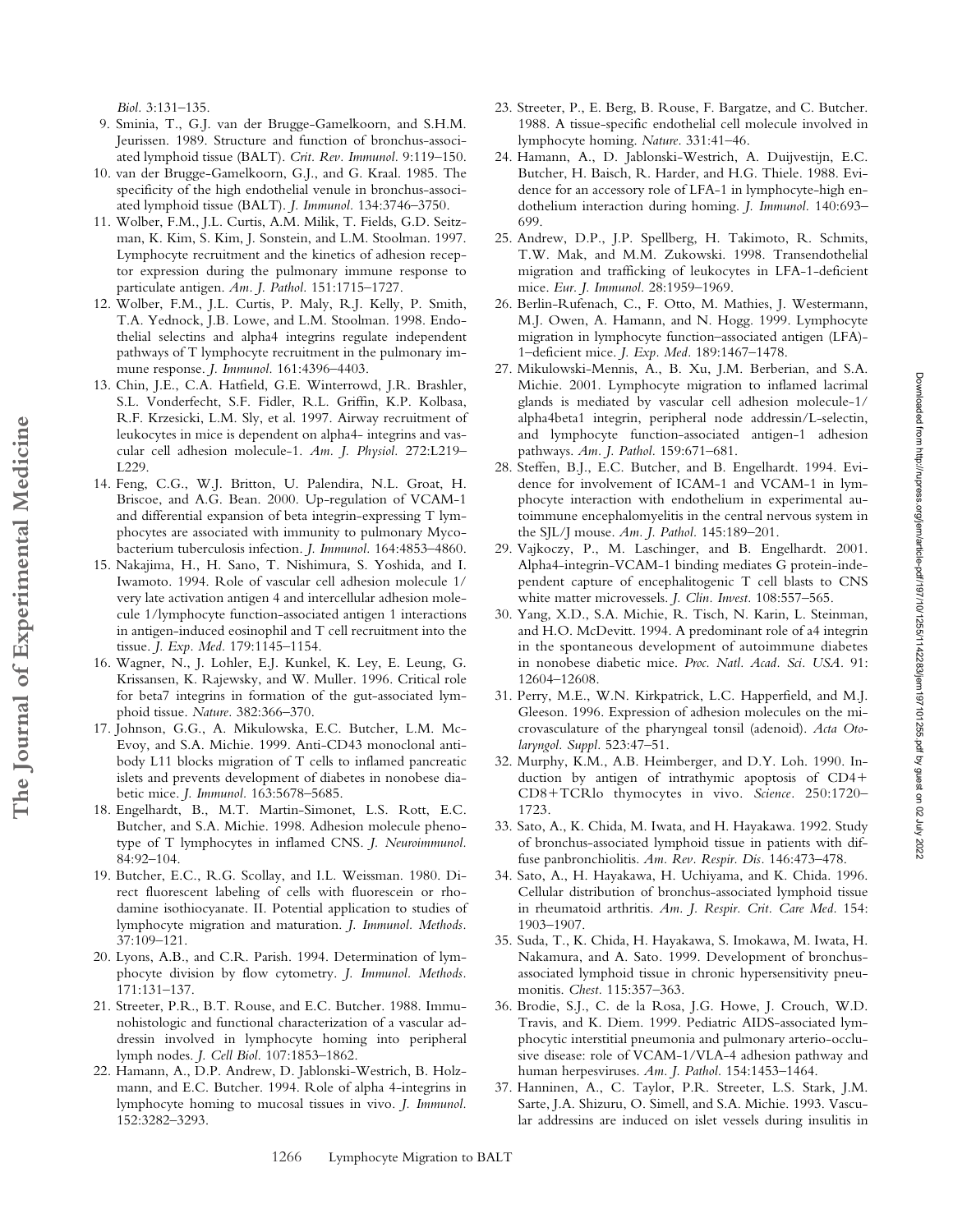*Biol.* 3:131–135.

9. Sminia, T., G.J. van der Brugge-Gamelkoorn, and S.H.M. Jeurissen. 1989. Structure and function of bronchus-associated lymphoid tissue (BALT). *Crit. Rev. Immunol.* 9:119–150.
10. van der Brugge-Gamelkoorn, G.J., and G. Kraal. 1985. The specificity of the high endothelial venule in bronchus-associated lymphoid tissue (BALT). *J. Immunol.* 134:3746–3750.
11. Wolber, F.M., J.L. Curtis, A.M. Milik, T. Fields, G.D. Seitzman, K. Kim, S. Kim, J. Sonstein, and L.M. Stoolman. 1997. Lymphocyte recruitment and the kinetics of adhesion receptor expression during the pulmonary immune response to particulate antigen. *Am. J. Pathol.* 151:1715–1727.
12. Wolber, F.M., J.L. Curtis, P. Maly, R.J. Kelly, P. Smith, T.A. Yednock, J.B. Lowe, and L.M. Stoolman. 1998. Endothelial selectins and alpha4 integrins regulate independent pathways of T lymphocyte recruitment in the pulmonary immune response. *J. Immunol.* 161:4396–4403.
13. Chin, J.E., C.A. Hatfield, G.E. Winterrowd, J.R. Brashler, S.L. Vonderfecht, S.F. Fidler, R.L. Griffin, K.P. Kolbasa, R.F. Krzesicki, L.M. Sly, et al. 1997. Airway recruitment of leukocytes in mice is dependent on alpha4- integrins and vascular cell adhesion molecule-1. *Am. J. Physiol.* 272:L219–L229.
14. Feng, C.G., W.J. Britton, U. Palendira, N.L. Groat, H. Briscoe, and A.G. Bean. 2000. Up-regulation of VCAM-1 and differential expansion of beta integrin-expressing T lymphocytes are associated with immunity to pulmonary Mycobacterium tuberculosis infection. *J. Immunol.* 164:4853–4860.
15. Nakajima, H., H. Sano, T. Nishimura, S. Yoshida, and I. Iwamoto. 1994. Role of vascular cell adhesion molecule 1/very late activation antigen 4 and intercellular adhesion molecule 1/lymphocyte function-associated antigen 1 interactions in antigen-induced eosinophil and T cell recruitment into the tissue. *J. Exp. Med.* 179:1145–1154.
16. Wagner, N., J. Lohler, E.J. Kunkel, K. Ley, E. Leung, G. Krissansen, K. Rajewsky, and W. Muller. 1996. Critical role for beta7 integrins in formation of the gut-associated lymphoid tissue. *Nature.* 382:366–370.
17. Johnson, G.G., A. Mikulowska, E.C. Butcher, L.M. McEvoy, and S.A. Michie. 1999. Anti-CD43 monoclonal antibody L11 blocks migration of T cells to inflamed pancreatic islets and prevents development of diabetes in nonobese diabetic mice. *J. Immunol.* 163:5678–5685.
18. Engelhardt, B., M.T. Martin-Simonet, L.S. Rott, E.C. Butcher, and S.A. Michie. 1998. Adhesion molecule phenotype of T lymphocytes in inflamed CNS. *J. Neuroimmunol.* 84:92–104.
19. Butcher, E.C., R.G. Scollay, and I.L. Weissman. 1980. Direct fluorescent labeling of cells with fluorescein or rhodamine isothiocyanate. II. Potential application to studies of lymphocyte migration and maturation. *J. Immunol. Methods.* 37:109–121.
20. Lyons, A.B., and C.R. Parish. 1994. Determination of lymphocyte division by flow cytometry. *J. Immunol. Methods.* 171:131–137.
21. Streeter, P.R., B.T. Rouse, and E.C. Butcher. 1988. Immunohistologic and functional characterization of a vascular addressin involved in lymphocyte homing into peripheral lymph nodes. *J. Cell Biol.* 107:1853–1862.
22. Hamann, A., D.P. Andrew, D. Jablonski-Westrich, B. Holzmann, and E.C. Butcher. 1994. Role of alpha 4-integrins in lymphocyte homing to mucosal tissues in vivo. *J. Immunol.* 152:3282–3293.
23. Streeter, P., E. Berg, B. Rouse, F. Bargatze, and C. Butcher. 1988. A tissue-specific endothelial cell molecule involved in lymphocyte homing. *Nature.* 331:41–46.
24. Hamann, A., D. Jablonski-Westrich, A. Duijvestijn, E.C. Butcher, H. Baisch, R. Harder, and H.G. Thiele. 1988. Evidence for an accessory role of LFA-1 in lymphocyte-high endothelium interaction during homing. *J. Immunol.* 140:693–699.
25. Andrew, D.P., J.P. Spellberg, H. Takimoto, R. Schmits, T.W. Mak, and M.M. Zukowski. 1998. Transendothelial migration and trafficking of leukocytes in LFA-1-deficient mice. *Eur. J. Immunol.* 28:1959–1969.
26. Berlin-Rufenach, C., F. Otto, M. Mathies, J. Westermann, M.J. Owen, A. Hamann, and N. Hogg. 1999. Lymphocyte migration in lymphocyte function–associated antigen (LFA)-1–deficient mice. *J. Exp. Med.* 189:1467–1478.
27. Mikulowski-Mennis, A., B. Xu, J.M. Berberian, and S.A. Michie. 2001. Lymphocyte migration to inflamed lacrimal glands is mediated by vascular cell adhesion molecule-1/alpha4beta1 integrin, peripheral node addressin/L-selectin, and lymphocyte function-associated antigen-1 adhesion pathways. *Am. J. Pathol.* 159:671–681.
28. Steffen, B.J., E.C. Butcher, and B. Engelhardt. 1994. Evidence for involvement of ICAM-1 and VCAM-1 in lymphocyte interaction with endothelium in experimental autoimmune encephalomyelitis in the central nervous system in the SJL/J mouse. *Am. J. Pathol.* 145:189–201.
29. Vajkoczy, P., M. Laschinger, and B. Engelhardt. 2001. Alpha4-integrin-VCAM-1 binding mediates G protein-independent capture of encephalitogenic T cell blasts to CNS white matter microvessels. *J. Clin. Invest.* 108:557–565.
30. Yang, X.D., S.A. Michie, R. Tisch, N. Karin, L. Steinman, and H.O. McDevitt. 1994. A predominant role of a4 integrin in the spontaneous development of autoimmune diabetes in nonobese diabetic mice. *Proc. Natl. Acad. Sci. USA.* 91:12604–12608.
31. Perry, M.E., W.N. Kirkpatrick, L.C. Happerfield, and M.J. Gleeson. 1996. Expression of adhesion molecules on the microvasculature of the pharyngeal tonsil (adenoid). *Acta Otolaryngol. Suppl.* 523:47–51.
32. Murphy, K.M., A.B. Heimberger, and D.Y. Loh. 1990. Induction by antigen of intrathymic apoptosis of CD4+CD8+TCRlo thymocytes in vivo. *Science.* 250:1720–1723.
33. Sato, A., K. Chida, M. Iwata, and H. Hayakawa. 1992. Study of bronchus-associated lymphoid tissue in patients with diffuse panbronchiolitis. *Am. Rev. Respir. Dis.* 146:473–478.
34. Sato, A., H. Hayakawa, H. Uchiyama, and K. Chida. 1996. Cellular distribution of bronchus-associated lymphoid tissue in rheumatoid arthritis. *Am. J. Respir. Crit. Care Med.* 154:1903–1907.
35. Suda, T., K. Chida, H. Hayakawa, S. Imokawa, M. Iwata, H. Nakamura, and A. Sato. 1999. Development of bronchus-associated lymphoid tissue in chronic hypersensitivity pneumonitis. *Chest.* 115:357–363.
36. Brodie, S.J., C. de la Rosa, J.G. Howe, J. Crouch, W.D. Travis, and K. Diem. 1999. Pediatric AIDS-associated lymphocytic interstitial pneumonia and pulmonary arterio-occlusive disease: role of VCAM-1/VLA-4 adhesion pathway and human herpesviruses. *Am. J. Pathol.* 154:1453–1464.
37. Hanninen, A., C. Taylor, P.R. Streeter, L.S. Stark, J.M. Sarte, J.A. Shizuru, O. Simell, and S.A. Michie. 1993. Vascular addressins are induced on islet vessels during insulitis in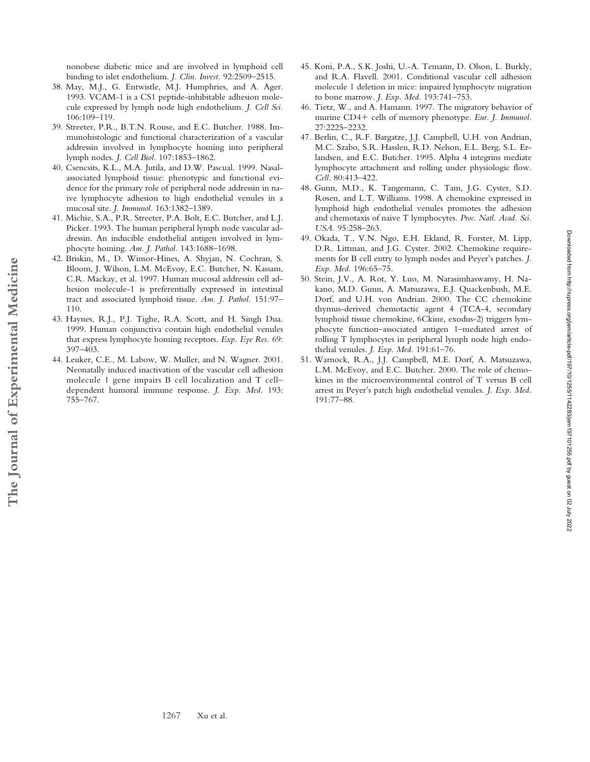nonobese diabetic mice and are involved in lymphoid cell binding to islet endothelium. *J. Clin. Invest.* 92:2509–2515.

38. May, M.J., G. Entwistle, M.J. Humphries, and A. Ager. 1993. VCAM-1 is a CS1 peptide-inhibitable adhesion molecule expressed by lymph node high endothelium. *J. Cell Sci.* 106:109–119.
39. Streeter, P.R., B.T.N. Rouse, and E.C. Butcher. 1988. Immunohistologic and functional characterization of a vascular addressin involved in lymphocyte homing into peripheral lymph nodes. *J. Cell Biol.* 107:1853–1862.
40. Csencsits, K.L., M.A. Jutila, and D.W. Pascual. 1999. Nasal-associated lymphoid tissue: phenotypic and functional evidence for the primary role of peripheral node addressin in naive lymphocyte adhesion to high endothelial venules in a mucosal site. *J. Immunol.* 163:1382–1389.
41. Michie, S.A., P.R. Streeter, P.A. Bolt, E.C. Butcher, and L.J. Picker. 1993. The human peripheral lymph node vascular addressin. An inducible endothelial antigen involved in lymphocyte homing. *Am. J. Pathol.* 143:1688–1698.
42. Briskin, M., D. Winsor-Hines, A. Shyjan, N. Cochran, S. Bloom, J. Wilson, L.M. McEvoy, E.C. Butcher, N. Kassam, C.R. Mackay, et al. 1997. Human mucosal addressin cell adhesion molecule-1 is preferentially expressed in intestinal tract and associated lymphoid tissue. *Am. J. Pathol.* 151:97–110.
43. Haynes, R.J., P.J. Tighe, R.A. Scott, and H. Singh Dua. 1999. Human conjunctiva contain high endothelial venules that express lymphocyte homing receptors. *Exp. Eye Res.* 69: 397–403.
44. Leuker, C.E., M. Labow, W. Muller, and N. Wagner. 2001. Neonatally induced inactivation of the vascular cell adhesion molecule 1 gene impairs B cell localization and T cell–dependent humoral immune response. *J. Exp. Med.* 193: 755–767.
45. Koni, P.A., S.K. Joshi, U.-A. Temann, D. Olson, L. Burkly, and R.A. Flavell. 2001. Conditional vascular cell adhesion molecule 1 deletion in mice: impaired lymphocyte migration to bone marrow. *J. Exp. Med.* 193:741–753.
46. Tietz, W., and A. Hamann. 1997. The migratory behavior of murine CD4+ cells of memory phenotype. *Eur. J. Immunol.* 27:2225–2232.
47. Berlin, C., R.F. Bargatze, J.J. Campbell, U.H. von Andrian, M.C. Szabo, S.R. Hasslen, R.D. Nelson, E.L. Berg, S.L. Erlandsen, and E.C. Butcher. 1995. Alpha 4 integrins mediate lymphocyte attachment and rolling under physiologic flow. *Cell.* 80:413–422.
48. Gunn, M.D., K. Tangemann, C. Tam, J.G. Cyster, S.D. Rosen, and L.T. Williams. 1998. A chemokine expressed in lymphoid high endothelial venules promotes the adhesion and chemotaxis of naive T lymphocytes. *Proc. Natl. Acad. Sci. USA.* 95:258–263.
49. Okada, T., V.N. Ngo, E.H. Ekland, R. Forster, M. Lipp, D.R. Littman, and J.G. Cyster. 2002. Chemokine requirements for B cell entry to lymph nodes and Peyer's patches. *J. Exp. Med.* 196:65–75.
50. Stein, J.V., A. Rot, Y. Luo, M. Narasimhaswamy, H. Nakano, M.D. Gunn, A. Matsuzawa, E.J. Quackenbush, M.E. Dorf, and U.H. von Andrian. 2000. The CC chemokine thymus-derived chemotactic agent 4 (TCA-4, secondary lymphoid tissue chemokine, 6Ckine, exodus-2) triggers lymphocyte function–associated antigen 1–mediated arrest of rolling T lymphocytes in peripheral lymph node high endothelial venules. *J. Exp. Med.* 191:61–76.
51. Warnock, R.A., J.J. Campbell, M.E. Dorf, A. Matsuzawa, L.M. McEvoy, and E.C. Butcher. 2000. The role of chemokines in the microenvironmental control of T versus B cell arrest in Peyer's patch high endothelial venules. *J. Exp. Med.* 191:77–88.